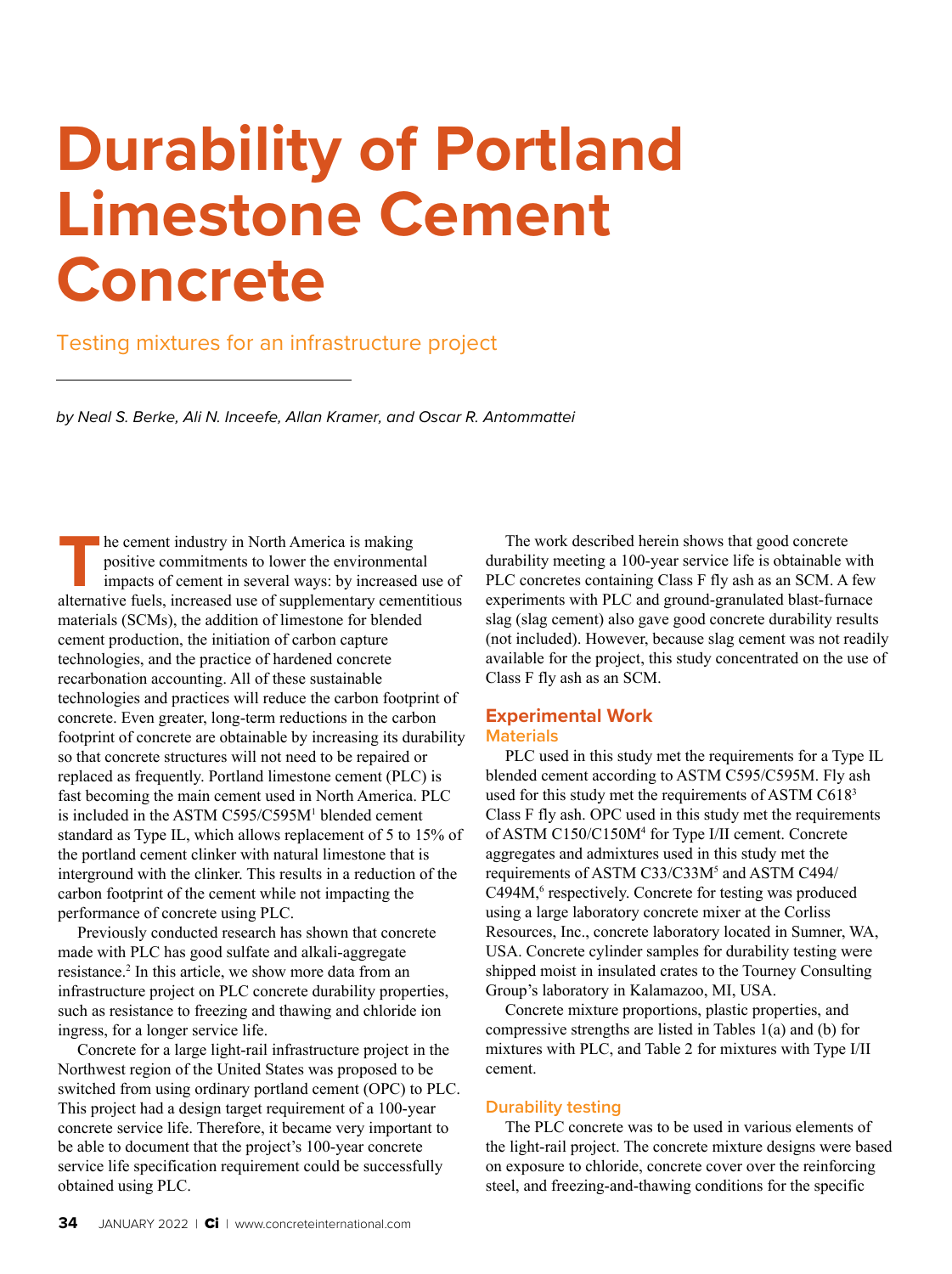# Durability of Portland Limestone Cement Concrete

Testing mixtures for an infrastructure project

*by Neal S. Berke, Ali N. Inceefe, Allan Kramer, and Oscar R. Antommattei*

The cement industry in North America is making positive commitments to lower the environmental impacts of cement in several ways: by increased use of alternative fuels, increased use of supplementary cementitious materials (SCMs), the addition of limestone for blended cement production, the initiation of carbon capture technologies, and the practice of hardened concrete recarbonation accounting. All of these sustainable technologies and practices will reduce the carbon footprint of concrete. Even greater, long-term reductions in the carbon footprint of concrete are obtainable by increasing its durability so that concrete structures will not need to be repaired or replaced as frequently. Portland limestone cement (PLC) is fast becoming the main cement used in North America. PLC is included in the ASTM C595/C595M[1] blended cement standard as Type IL, which allows replacement of 5 to 15% of the portland cement clinker with natural limestone that is interground with the clinker. This results in a reduction of the carbon footprint of the cement while not impacting the performance of concrete using PLC.

Previously conducted research has shown that concrete made with PLC has good sulfate and alkali-aggregate resistance.[2] In this article, we show more data from an infrastructure project on PLC concrete durability properties, such as resistance to freezing and thawing and chloride ion ingress, for a longer service life.

Concrete for a large light-rail infrastructure project in the Northwest region of the United States was proposed to be switched from using ordinary portland cement (OPC) to PLC. This project had a design target requirement of a 100-year concrete service life. Therefore, it became very important to be able to document that the project's 100-year concrete service life specification requirement could be successfully obtained using PLC.

The work described herein shows that good concrete durability meeting a 100-year service life is obtainable with PLC concretes containing Class F fly ash as an SCM. A few experiments with PLC and ground-granulated blast-furnace slag (slag cement) also gave good concrete durability results (not included). However, because slag cement was not readily available for the project, this study concentrated on the use of Class F fly ash as an SCM.

## Experimental Work

### Materials

PLC used in this study met the requirements for a Type IL blended cement according to ASTM C595/C595M. Fly ash used for this study met the requirements of ASTM C618[3] Class F fly ash. OPC used in this study met the requirements of ASTM C150/C150M[4] for Type I/II cement. Concrete aggregates and admixtures used in this study met the requirements of ASTM C33/C33M[5] and ASTM C494/C494M,[6] respectively. Concrete for testing was produced using a large laboratory concrete mixer at the Corliss Resources, Inc., concrete laboratory located in Sumner, WA, USA. Concrete cylinder samples for durability testing were shipped moist in insulated crates to the Tourney Consulting Group's laboratory in Kalamazoo, MI, USA.

Concrete mixture proportions, plastic properties, and compressive strengths are listed in Tables 1(a) and (b) for mixtures with PLC, and Table 2 for mixtures with Type I/II cement.

### Durability testing

The PLC concrete was to be used in various elements of the light-rail project. The concrete mixture designs were based on exposure to chloride, concrete cover over the reinforcing steel, and freezing-and-thawing conditions for the specific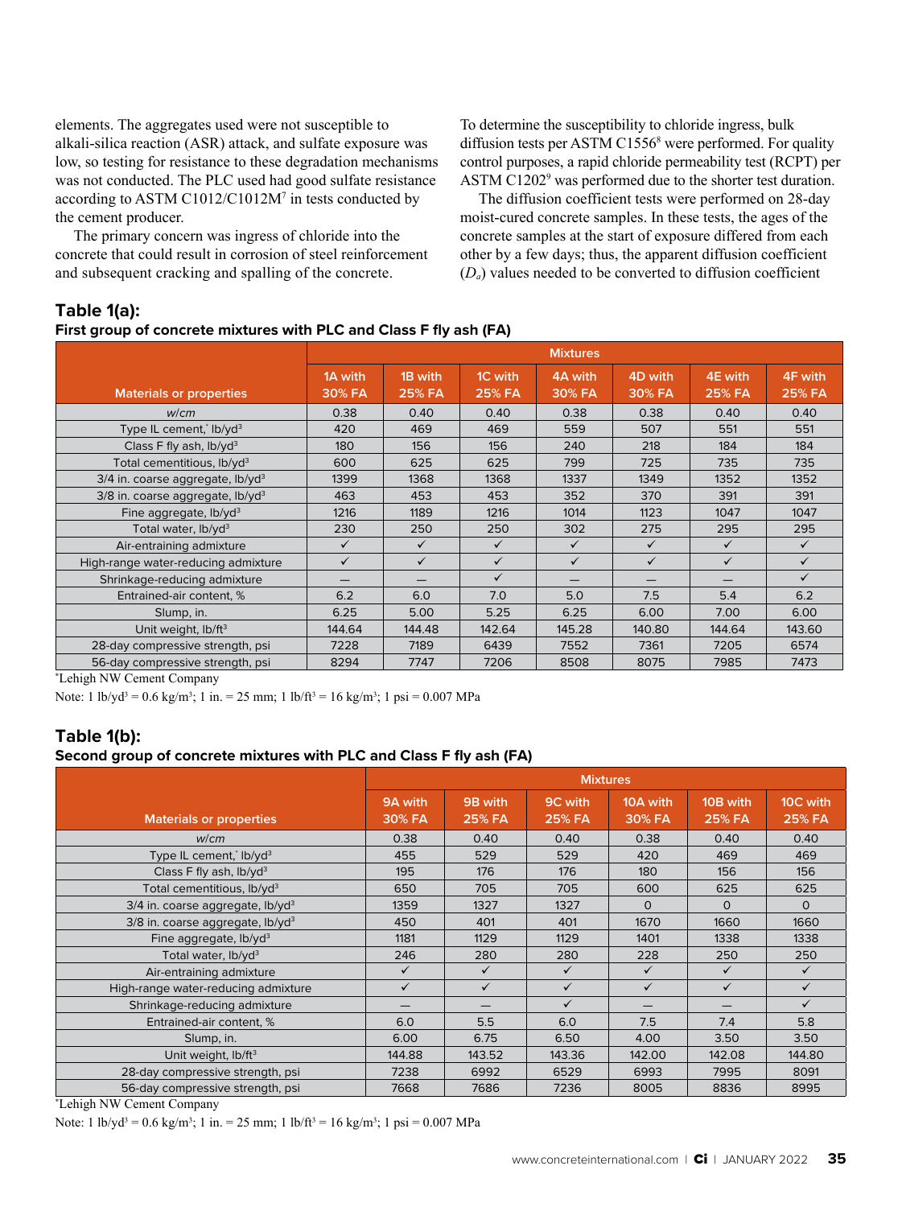elements. The aggregates used were not susceptible to alkali-silica reaction (ASR) attack, and sulfate exposure was low, so testing for resistance to these degradation mechanisms was not conducted. The PLC used had good sulfate resistance according to ASTM C1012/C1012M[7] in tests conducted by the cement producer.

The primary concern was ingress of chloride into the concrete that could result in corrosion of steel reinforcement and subsequent cracking and spalling of the concrete.

To determine the susceptibility to chloride ingress, bulk diffusion tests per ASTM C1556[8] were performed. For quality control purposes, a rapid chloride permeability test (RCPT) per ASTM C1202[9] was performed due to the shorter test duration.

The diffusion coefficient tests were performed on 28-day moist-cured concrete samples. In these tests, the ages of the concrete samples at the start of exposure differed from each other by a few days; thus, the apparent diffusion coefficient ($D_a$) values needed to be converted to diffusion coefficient

## Table 1(a):

**First group of concrete mixtures with PLC and Class F fly ash (FA)**

| Materials or properties | Mixtures | | | | | | |
|---|---|---|---|---|---|---|---|
| | 1A with 30% FA | 1B with 25% FA | 1C with 25% FA | 4A with 30% FA | 4D with 30% FA | 4E with 25% FA | 4F with 25% FA |
| *w/cm* | 0.38 | 0.40 | 0.40 | 0.38 | 0.38 | 0.40 | 0.40 |
| Type IL cement,* lb/yd³ | 420 | 469 | 469 | 559 | 507 | 551 | 551 |
| Class F fly ash, lb/yd³ | 180 | 156 | 156 | 240 | 218 | 184 | 184 |
| Total cementitious, lb/yd³ | 600 | 625 | 625 | 799 | 725 | 735 | 735 |
| 3/4 in. coarse aggregate, lb/yd³ | 1399 | 1368 | 1368 | 1337 | 1349 | 1352 | 1352 |
| 3/8 in. coarse aggregate, lb/yd³ | 463 | 453 | 453 | 352 | 370 | 391 | 391 |
| Fine aggregate, lb/yd³ | 1216 | 1189 | 1216 | 1014 | 1123 | 1047 | 1047 |
| Total water, lb/yd³ | 230 | 250 | 250 | 302 | 275 | 295 | 295 |
| Air-entraining admixture | ✓ | ✓ | ✓ | ✓ | ✓ | ✓ | ✓ |
| High-range water-reducing admixture | ✓ | ✓ | ✓ | ✓ | ✓ | ✓ | ✓ |
| Shrinkage-reducing admixture | — | — | ✓ | — | — | — | ✓ |
| Entrained-air content, % | 6.2 | 6.0 | 7.0 | 5.0 | 7.5 | 5.4 | 6.2 |
| Slump, in. | 6.25 | 5.00 | 5.25 | 6.25 | 6.00 | 7.00 | 6.00 |
| Unit weight, lb/ft³ | 144.64 | 144.48 | 142.64 | 145.28 | 140.80 | 144.64 | 143.60 |
| 28-day compressive strength, psi | 7228 | 7189 | 6439 | 7552 | 7361 | 7205 | 6574 |
| 56-day compressive strength, psi | 8294 | 7747 | 7206 | 8508 | 8075 | 7985 | 7473 |

*Lehigh NW Cement Company

Note: 1 lb/yd³ = 0.6 kg/m³; 1 in. = 25 mm; 1 lb/ft³ = 16 kg/m³; 1 psi = 0.007 MPa

## Table 1(b):

**Second group of concrete mixtures with PLC and Class F fly ash (FA)**

| Materials or properties | Mixtures | | | | | |
|---|---|---|---|---|---|---|
| | 9A with 30% FA | 9B with 25% FA | 9C with 25% FA | 10A with 30% FA | 10B with 25% FA | 10C with 25% FA |
| *w/cm* | 0.38 | 0.40 | 0.40 | 0.38 | 0.40 | 0.40 |
| Type IL cement,* lb/yd³ | 455 | 529 | 529 | 420 | 469 | 469 |
| Class F fly ash, lb/yd³ | 195 | 176 | 176 | 180 | 156 | 156 |
| Total cementitious, lb/yd³ | 650 | 705 | 705 | 600 | 625 | 625 |
| 3/4 in. coarse aggregate, lb/yd³ | 1359 | 1327 | 1327 | 0 | 0 | 0 |
| 3/8 in. coarse aggregate, lb/yd³ | 450 | 401 | 401 | 1670 | 1660 | 1660 |
| Fine aggregate, lb/yd³ | 1181 | 1129 | 1129 | 1401 | 1338 | 1338 |
| Total water, lb/yd³ | 246 | 280 | 280 | 228 | 250 | 250 |
| Air-entraining admixture | ✓ | ✓ | ✓ | ✓ | ✓ | ✓ |
| High-range water-reducing admixture | ✓ | ✓ | ✓ | ✓ | ✓ | ✓ |
| Shrinkage-reducing admixture | — | — | ✓ | — | — | ✓ |
| Entrained-air content, % | 6.0 | 5.5 | 6.0 | 7.5 | 7.4 | 5.8 |
| Slump, in. | 6.00 | 6.75 | 6.50 | 4.00 | 3.50 | 3.50 |
| Unit weight, lb/ft³ | 144.88 | 143.52 | 143.36 | 142.00 | 142.08 | 144.80 |
| 28-day compressive strength, psi | 7238 | 6992 | 6529 | 6993 | 7995 | 8091 |
| 56-day compressive strength, psi | 7668 | 7686 | 7236 | 8005 | 8836 | 8995 |

*Lehigh NW Cement Company

Note: 1 lb/yd³ = 0.6 kg/m³; 1 in. = 25 mm; 1 lb/ft³ = 16 kg/m³; 1 psi = 0.007 MPa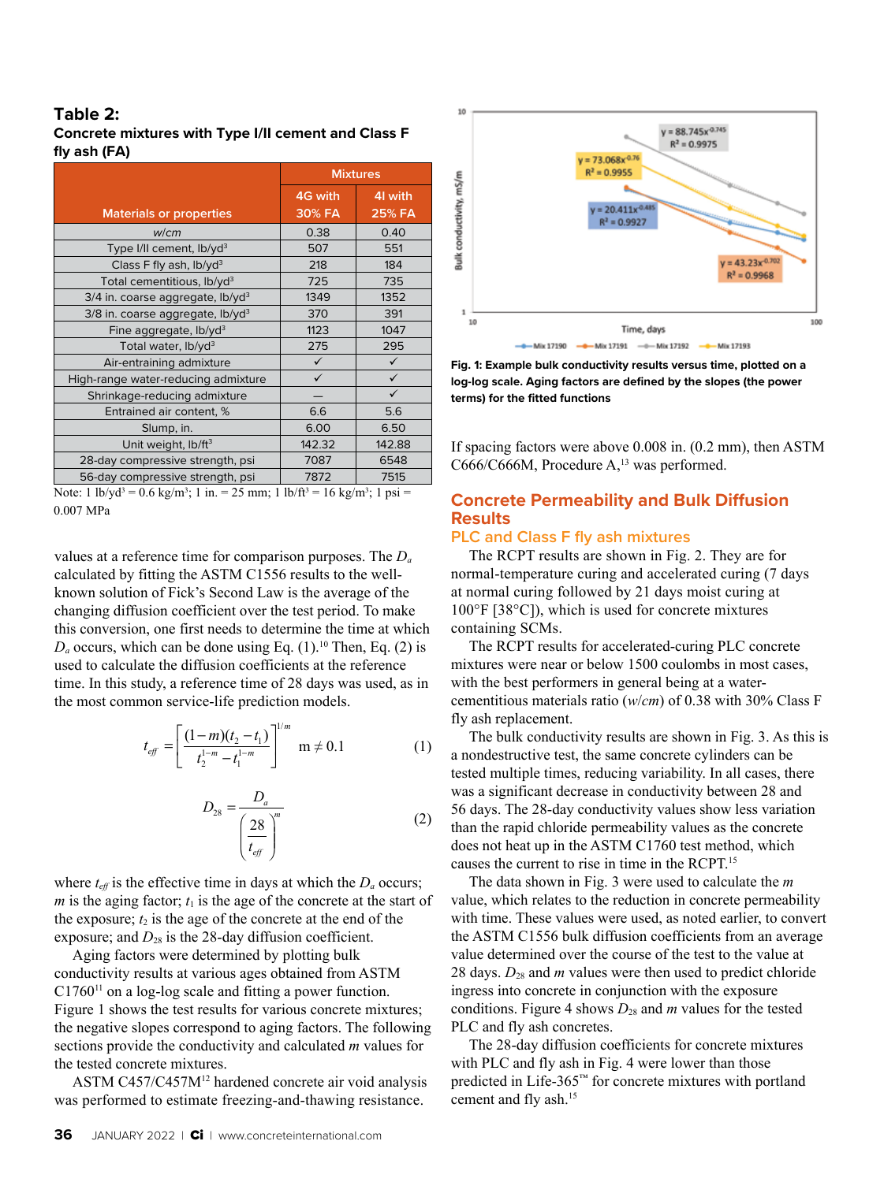**Table 2:**
**Concrete mixtures with Type I/II cement and Class F fly ash (FA)**

| Materials or properties | Mixtures | |
|---|---|---|
| | 4G with 30% FA | 4I with 25% FA |
| *w/cm* | 0.38 | 0.40 |
| Type I/II cement, lb/yd³ | 507 | 551 |
| Class F fly ash, lb/yd³ | 218 | 184 |
| Total cementitious, lb/yd³ | 725 | 735 |
| 3/4 in. coarse aggregate, lb/yd³ | 1349 | 1352 |
| 3/8 in. coarse aggregate, lb/yd³ | 370 | 391 |
| Fine aggregate, lb/yd³ | 1123 | 1047 |
| Total water, lb/yd³ | 275 | 295 |
| Air-entraining admixture | ✓ | ✓ |
| High-range water-reducing admixture | ✓ | ✓ |
| Shrinkage-reducing admixture | — | ✓ |
| Entrained air content, % | 6.6 | 5.6 |
| Slump, in. | 6.00 | 6.50 |
| Unit weight, lb/ft³ | 142.32 | 142.88 |
| 28-day compressive strength, psi | 7087 | 6548 |
| 56-day compressive strength, psi | 7872 | 7515 |

Note: 1 lb/yd³ = 0.6 kg/m³; 1 in. = 25 mm; 1 lb/ft³ = 16 kg/m³; 1 psi = 0.007 MPa

values at a reference time for comparison purposes. The $D_a$ calculated by fitting the ASTM C1556 results to the well-known solution of Fick's Second Law is the average of the changing diffusion coefficient over the test period. To make this conversion, one first needs to determine the time at which $D_a$ occurs, which can be done using Eq. (1).[10] Then, Eq. (2) is used to calculate the diffusion coefficients at the reference time. In this study, a reference time of 28 days was used, as in the most common service-life prediction models.

$$t_{eff} = \left[ \frac{(1-m)(t_2 - t_1)}{t_2^{1-m} - t_1^{1-m}} \right]^{1/m} \quad m \neq 0.1 \tag{1}$$

$$D_{28} = \frac{D_a}{\left( \frac{28}{t_{eff}} \right)^m} \tag{2}$$

where $t_{eff}$ is the effective time in days at which the $D_a$ occurs; $m$ is the aging factor; $t_1$ is the age of the concrete at the start of the exposure; $t_2$ is the age of the concrete at the end of the exposure; and $D_{28}$ is the 28-day diffusion coefficient.

Aging factors were determined by plotting bulk conductivity results at various ages obtained from ASTM C1760[11] on a log-log scale and fitting a power function. Figure 1 shows the test results for various concrete mixtures; the negative slopes correspond to aging factors. The following sections provide the conductivity and calculated $m$ values for the tested concrete mixtures.

ASTM C457/C457M[12] hardened concrete air void analysis was performed to estimate freezing-and-thawing resistance.

Fig. 1: Example bulk conductivity results versus time, plotted on a log-log scale. Aging factors are defined by the slopes (the power terms) for the fitted functions

If spacing factors were above 0.008 in. (0.2 mm), then ASTM C666/C666M, Procedure A,[13] was performed.

## Concrete Permeability and Bulk Diffusion Results

### PLC and Class F fly ash mixtures

The RCPT results are shown in Fig. 2. They are for normal-temperature curing and accelerated curing (7 days at normal curing followed by 21 days moist curing at 100°F [38°C]), which is used for concrete mixtures containing SCMs.

The RCPT results for accelerated-curing PLC concrete mixtures were near or below 1500 coulombs in most cases, with the best performers in general being at a water-cementitious materials ratio (*w/cm*) of 0.38 with 30% Class F fly ash replacement.

The bulk conductivity results are shown in Fig. 3. As this is a nondestructive test, the same concrete cylinders can be tested multiple times, reducing variability. In all cases, there was a significant decrease in conductivity between 28 and 56 days. The 28-day conductivity values show less variation than the rapid chloride permeability values as the concrete does not heat up in the ASTM C1760 test method, which causes the current to rise in time in the RCPT.[15]

The data shown in Fig. 3 were used to calculate the $m$ value, which relates to the reduction in concrete permeability with time. These values were used, as noted earlier, to convert the ASTM C1556 bulk diffusion coefficients from an average value determined over the course of the test to the value at 28 days. $D_{28}$ and $m$ values were then used to predict chloride ingress into concrete in conjunction with the exposure conditions. Figure 4 shows $D_{28}$ and $m$ values for the tested PLC and fly ash concretes.

The 28-day diffusion coefficients for concrete mixtures with PLC and fly ash in Fig. 4 were lower than those predicted in Life-365™ for concrete mixtures with portland cement and fly ash.[15]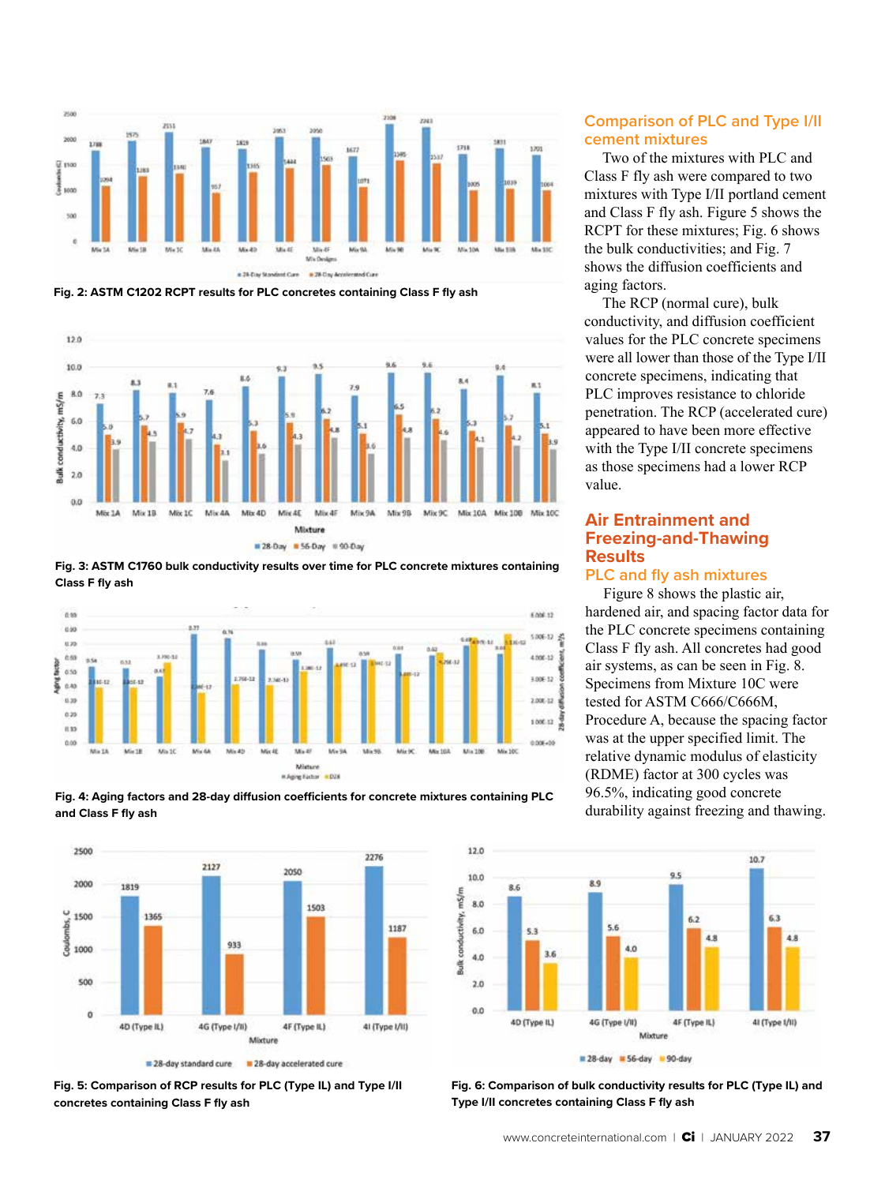Fig. 2: ASTM C1202 RCPT results for PLC concretes containing Class F fly ash

Fig. 3: ASTM C1760 bulk conductivity results over time for PLC concrete mixtures containing Class F fly ash

Fig. 4: Aging factors and 28-day diffusion coefficients for concrete mixtures containing PLC and Class F fly ash

Fig. 5: Comparison of RCP results for PLC (Type IL) and Type I/II concretes containing Class F fly ash

Fig. 6: Comparison of bulk conductivity results for PLC (Type IL) and Type I/II concretes containing Class F fly ash

## Comparison of PLC and Type I/II cement mixtures

Two of the mixtures with PLC and Class F fly ash were compared to two mixtures with Type I/II portland cement and Class F fly ash. Figure 5 shows the RCPT for these mixtures; Fig. 6 shows the bulk conductivities; and Fig. 7 shows the diffusion coefficients and aging factors.

The RCP (normal cure), bulk conductivity, and diffusion coefficient values for the PLC concrete specimens were all lower than those of the Type I/II concrete specimens, indicating that PLC improves resistance to chloride penetration. The RCP (accelerated cure) appeared to have been more effective with the Type I/II concrete specimens as those specimens had a lower RCP value.

## Air Entrainment and Freezing-and-Thawing Results

### PLC and fly ash mixtures

Figure 8 shows the plastic air, hardened air, and spacing factor data for the PLC concrete specimens containing Class F fly ash. All concretes had good air systems, as can be seen in Fig. 8. Specimens from Mixture 10C were tested for ASTM C666/C666M, Procedure A, because the spacing factor was at the upper specified limit. The relative dynamic modulus of elasticity (RDME) factor at 300 cycles was 96.5%, indicating good concrete durability against freezing and thawing.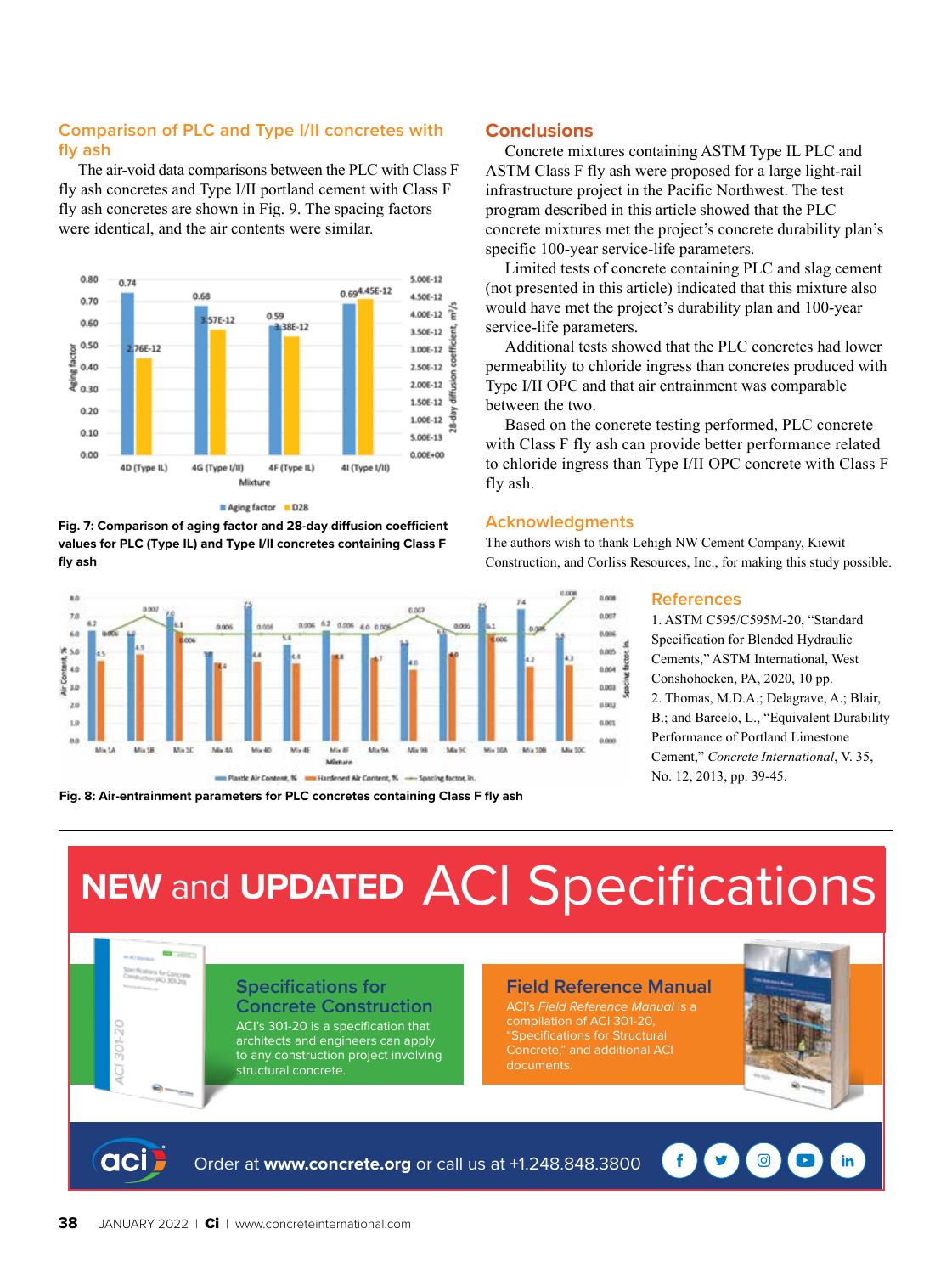## Comparison of PLC and Type I/II concretes with fly ash

The air-void data comparisons between the PLC with Class F fly ash concretes and Type I/II portland cement with Class F fly ash concretes are shown in Fig. 9. The spacing factors were identical, and the air contents were similar.

**Fig. 7: Comparison of aging factor and 28-day diffusion coefficient values for PLC (Type IL) and Type I/II concretes containing Class F fly ash**

**Fig. 8: Air-entrainment parameters for PLC concretes containing Class F fly ash**

## Conclusions

Concrete mixtures containing ASTM Type IL PLC and ASTM Class F fly ash were proposed for a large light-rail infrastructure project in the Pacific Northwest. The test program described in this article showed that the PLC concrete mixtures met the project's concrete durability plan's specific 100-year service-life parameters.

Limited tests of concrete containing PLC and slag cement (not presented in this article) indicated that this mixture also would have met the project's durability plan and 100-year service-life parameters.

Additional tests showed that the PLC concretes had lower permeability to chloride ingress than concretes produced with Type I/II OPC and that air entrainment was comparable between the two.

Based on the concrete testing performed, PLC concrete with Class F fly ash can provide better performance related to chloride ingress than Type I/II OPC concrete with Class F fly ash.

## Acknowledgments

The authors wish to thank Lehigh NW Cement Company, Kiewit Construction, and Corliss Resources, Inc., for making this study possible.

## References

1. ASTM C595/C595M-20, "Standard Specification for Blended Hydraulic Cements," ASTM International, West Conshohocken, PA, 2020, 10 pp.
2. Thomas, M.D.A.; Delagrave, A.; Blair, B.; and Barcelo, L., "Equivalent Durability Performance of Portland Limestone Cement," *Concrete International*, V. 35, No. 12, 2013, pp. 39-45.

# NEW and UPDATED ACI Specifications

### Specifications for Concrete Construction

ACI's 301-20 is a specification that architects and engineers can apply to any construction project involving structural concrete.

### Field Reference Manual

ACI's *Field Reference Manual* is a compilation of ACI 301-20, "Specifications for Structural Concrete," and additional ACI documents.

Order at **www.concrete.org** or call us at +1.248.848.3800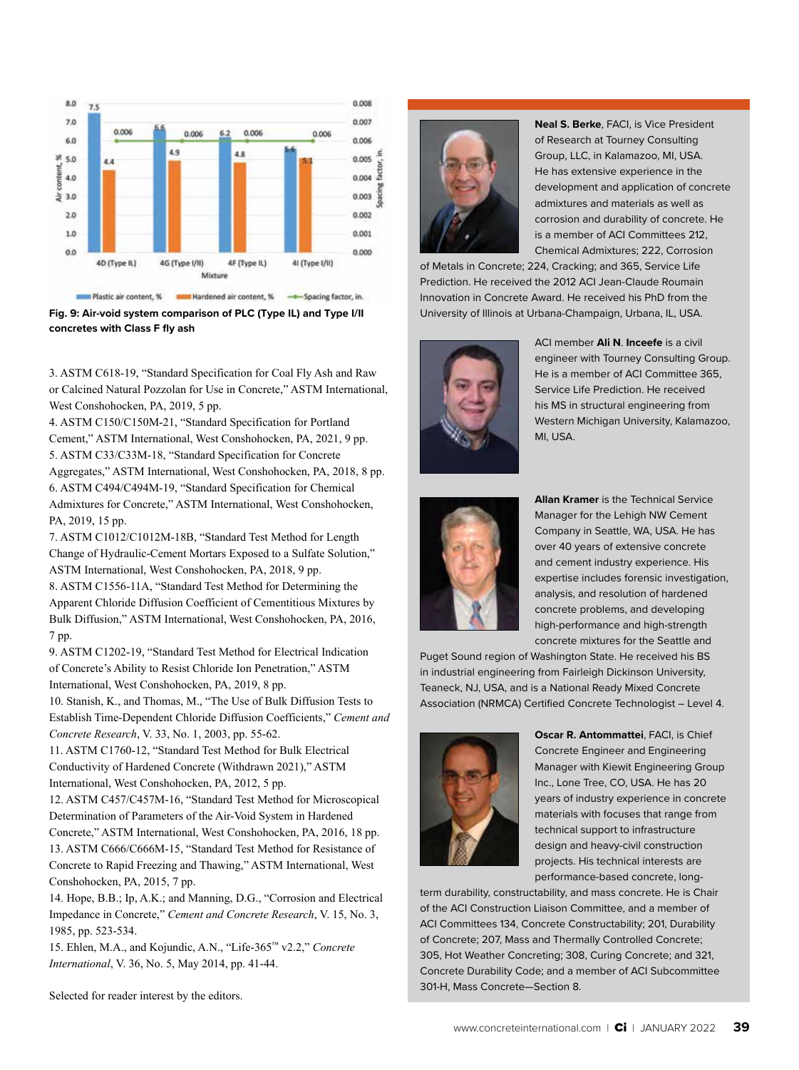8.0
7.0
6.0
5.0
4.0
3.0
2.0
1.0
0.0

Air content, %

0.008
0.007
0.006
0.005
0.004
0.003
0.002
0.001
0.000

Spacing factor, in.

7.5
4.4
0.006
6.6
4.9
0.006
6.2
4.8
0.006
5.6
5.1
0.006

4D (Type IL)
4G (Type I/II)
4F (Type IL)
4I (Type I/II)

Mixture

Plastic air content, %
Hardened air content, %
Spacing factor, in.

**Fig. 9: Air-void system comparison of PLC (Type IL) and Type I/II concretes with Class F fly ash**

3. ASTM C618-19, "Standard Specification for Coal Fly Ash and Raw or Calcined Natural Pozzolan for Use in Concrete," ASTM International, West Conshohocken, PA, 2019, 5 pp.

4. ASTM C150/C150M-21, "Standard Specification for Portland Cement," ASTM International, West Conshohocken, PA, 2021, 9 pp.

5. ASTM C33/C33M-18, "Standard Specification for Concrete Aggregates," ASTM International, West Conshohocken, PA, 2018, 8 pp.

6. ASTM C494/C494M-19, "Standard Specification for Chemical Admixtures for Concrete," ASTM International, West Conshohocken, PA, 2019, 15 pp.

7. ASTM C1012/C1012M-18B, "Standard Test Method for Length Change of Hydraulic-Cement Mortars Exposed to a Sulfate Solution," ASTM International, West Conshohocken, PA, 2018, 9 pp.

8. ASTM C1556-11A, "Standard Test Method for Determining the Apparent Chloride Diffusion Coefficient of Cementitious Mixtures by Bulk Diffusion," ASTM International, West Conshohocken, PA, 2016, 7 pp.

9. ASTM C1202-19, "Standard Test Method for Electrical Indication of Concrete's Ability to Resist Chloride Ion Penetration," ASTM International, West Conshohocken, PA, 2019, 8 pp.

10. Stanish, K., and Thomas, M., "The Use of Bulk Diffusion Tests to Establish Time-Dependent Chloride Diffusion Coefficients," *Cement and Concrete Research*, V. 33, No. 1, 2003, pp. 55-62.

11. ASTM C1760-12, "Standard Test Method for Bulk Electrical Conductivity of Hardened Concrete (Withdrawn 2021)," ASTM International, West Conshohocken, PA, 2012, 5 pp.

12. ASTM C457/C457M-16, "Standard Test Method for Microscopical Determination of Parameters of the Air-Void System in Hardened Concrete," ASTM International, West Conshohocken, PA, 2016, 18 pp.

13. ASTM C666/C666M-15, "Standard Test Method for Resistance of Concrete to Rapid Freezing and Thawing," ASTM International, West Conshohocken, PA, 2015, 7 pp.

14. Hope, B.B.; Ip, A.K.; and Manning, D.G., "Corrosion and Electrical Impedance in Concrete," *Cement and Concrete Research*, V. 15, No. 3, 1985, pp. 523-534.

15. Ehlen, M.A., and Kojundic, A.N., "Life-365™ v2.2," *Concrete International*, V. 36, No. 5, May 2014, pp. 41-44.

Selected for reader interest by the editors.

**Neal S. Berke**, FACI, is Vice President of Research at Tourney Consulting Group, LLC, in Kalamazoo, MI, USA. He has extensive experience in the development and application of concrete admixtures and materials as well as corrosion and durability of concrete. He is a member of ACI Committees 212, Chemical Admixtures; 222, Corrosion of Metals in Concrete; 224, Cracking; and 365, Service Life Prediction. He received the 2012 ACI Jean-Claude Roumain Innovation in Concrete Award. He received his PhD from the University of Illinois at Urbana-Champaign, Urbana, IL, USA.

ACI member **Ali N. Inceefe** is a civil engineer with Tourney Consulting Group. He is a member of ACI Committee 365, Service Life Prediction. He received his MS in structural engineering from Western Michigan University, Kalamazoo, MI, USA.

**Allan Kramer** is the Technical Service Manager for the Lehigh NW Cement Company in Seattle, WA, USA. He has over 40 years of extensive concrete and cement industry experience. His expertise includes forensic investigation, analysis, and resolution of hardened concrete problems, and developing high-performance and high-strength concrete mixtures for the Seattle and Puget Sound region of Washington State. He received his BS in industrial engineering from Fairleigh Dickinson University, Teaneck, NJ, USA, and is a National Ready Mixed Concrete Association (NRMCA) Certified Concrete Technologist – Level 4.

**Oscar R. Antommattei**, FACI, is Chief Concrete Engineer and Engineering Manager with Kiewit Engineering Group Inc., Lone Tree, CO, USA. He has 20 years of industry experience in concrete materials with focuses that range from technical support to infrastructure design and heavy-civil construction projects. His technical interests are performance-based concrete, long-term durability, constructability, and mass concrete. He is Chair of the ACI Construction Liaison Committee, and a member of ACI Committees 134, Concrete Constructability; 201, Durability of Concrete; 207, Mass and Thermally Controlled Concrete; 305, Hot Weather Concreting; 308, Curing Concrete; and 321, Concrete Durability Code; and a member of ACI Subcommittee 301-H, Mass Concrete—Section 8.